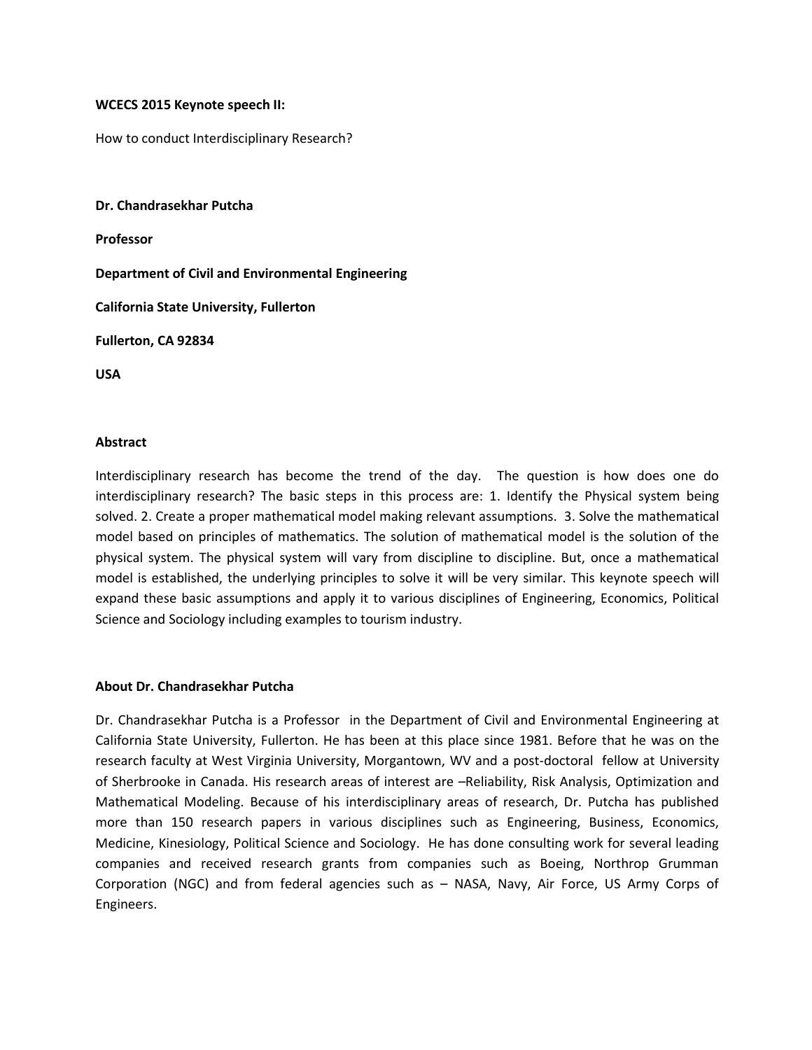**WCECS 2015 Keynote speech II:**

How to conduct Interdisciplinary Research?

**Dr. Chandrasekhar Putcha**

**Professor**

**Department of Civil and Environmental Engineering**

**California State University, Fullerton**

**Fullerton, CA 92834**

**USA**

## Abstract

Interdisciplinary research has become the trend of the day. The question is how does one do interdisciplinary research? The basic steps in this process are: 1. Identify the Physical system being solved. 2. Create a proper mathematical model making relevant assumptions. 3. Solve the mathematical model based on principles of mathematics. The solution of mathematical model is the solution of the physical system. The physical system will vary from discipline to discipline. But, once a mathematical model is established, the underlying principles to solve it will be very similar. This keynote speech will expand these basic assumptions and apply it to various disciplines of Engineering, Economics, Political Science and Sociology including examples to tourism industry.

## About Dr. Chandrasekhar Putcha

Dr. Chandrasekhar Putcha is a Professor in the Department of Civil and Environmental Engineering at California State University, Fullerton. He has been at this place since 1981. Before that he was on the research faculty at West Virginia University, Morgantown, WV and a post-doctoral fellow at University of Sherbrooke in Canada. His research areas of interest are –Reliability, Risk Analysis, Optimization and Mathematical Modeling. Because of his interdisciplinary areas of research, Dr. Putcha has published more than 150 research papers in various disciplines such as Engineering, Business, Economics, Medicine, Kinesiology, Political Science and Sociology. He has done consulting work for several leading companies and received research grants from companies such as Boeing, Northrop Grumman Corporation (NGC) and from federal agencies such as – NASA, Navy, Air Force, US Army Corps of Engineers.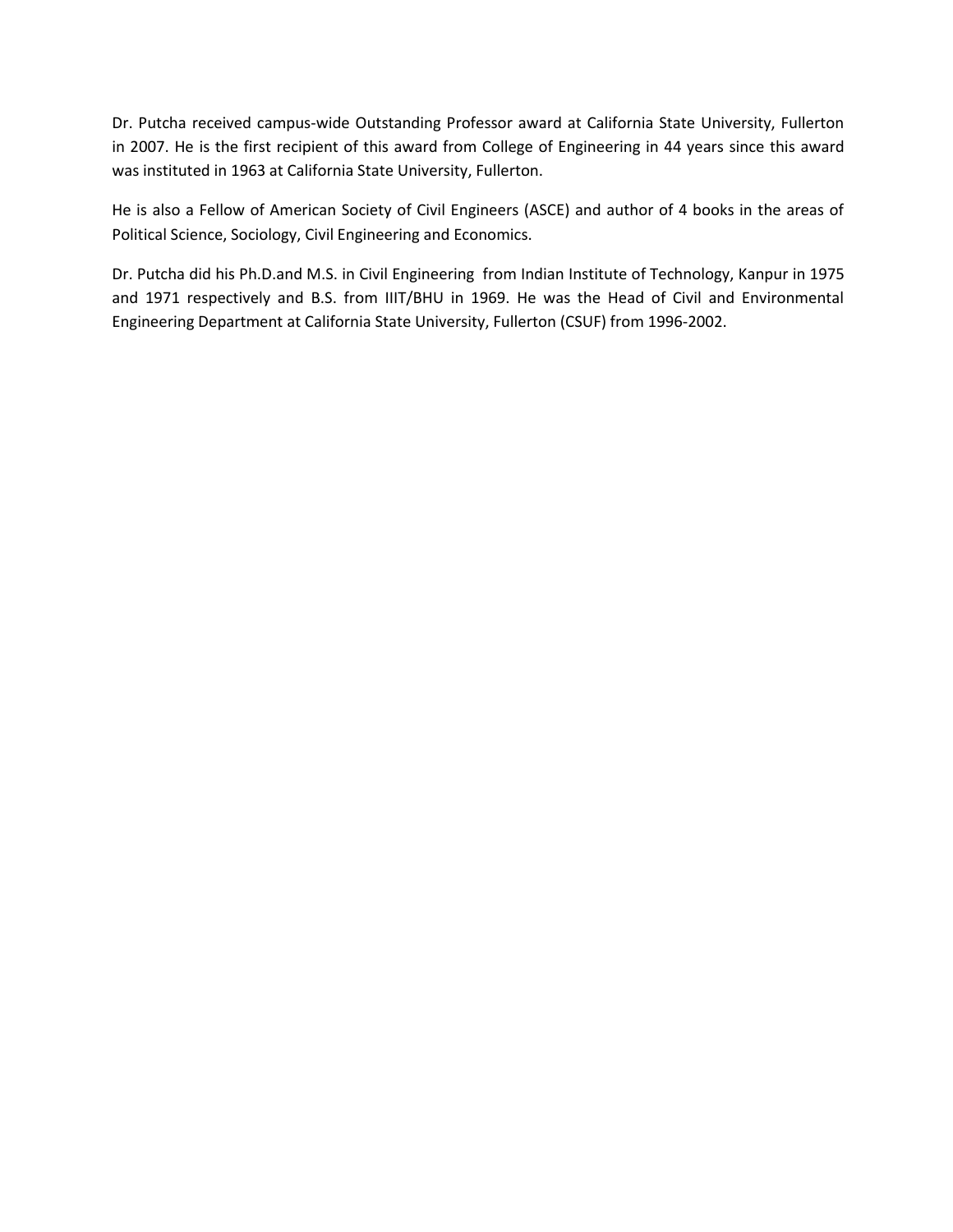Dr. Putcha received campus-wide Outstanding Professor award at California State University, Fullerton in 2007. He is the first recipient of this award from College of Engineering in 44 years since this award was instituted in 1963 at California State University, Fullerton.

He is also a Fellow of American Society of Civil Engineers (ASCE) and author of 4 books in the areas of Political Science, Sociology, Civil Engineering and Economics.

Dr. Putcha did his Ph.D.and M.S. in Civil Engineering from Indian Institute of Technology, Kanpur in 1975 and 1971 respectively and B.S. from IIIT/BHU in 1969. He was the Head of Civil and Environmental Engineering Department at California State University, Fullerton (CSUF) from 1996-2002.